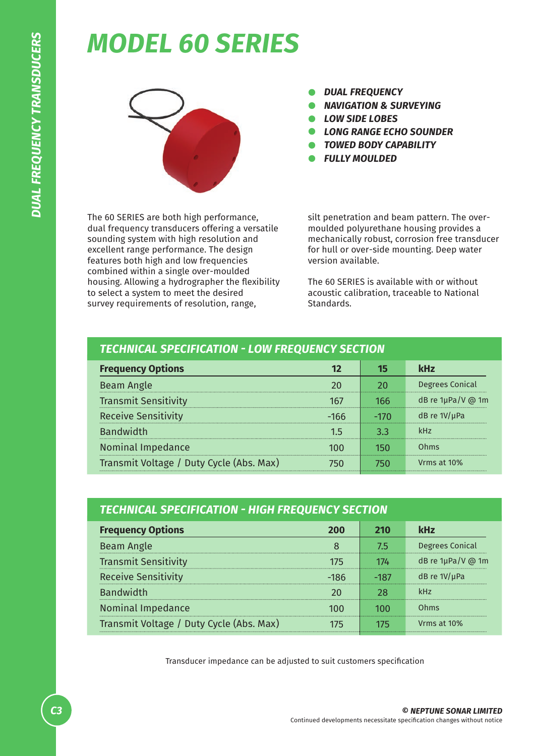# MODEL 60 SERIES

- ***DUAL FREQUENCY***
- ***NAVIGATION & SURVEYING***
- ***LOW SIDE LOBES***
- ***LONG RANGE ECHO SOUNDER***
- ***TOWED BODY CAPABILITY***
- ***FULLY MOULDED***

The 60 SERIES are both high performance, dual frequency transducers offering a versatile sounding system with high resolution and excellent range performance. The design features both high and low frequencies combined within a single over-moulded housing. Allowing a hydrographer the flexibility to select a system to meet the desired survey requirements of resolution, range, silt penetration and beam pattern. The over-moulded polyurethane housing provides a mechanically robust, corrosion free transducer for hull or over-side mounting. Deep water version available.

The 60 SERIES is available with or without acoustic calibration, traceable to National Standards.

## TECHNICAL SPECIFICATION - LOW FREQUENCY SECTION

| Frequency Options | 12 | 15 | kHz |
|---|---|---|---|
| Beam Angle | 20 | 20 | Degrees Conical |
| Transmit Sensitivity | 167 | 166 | dB re 1µPa/V @ 1m |
| Receive Sensitivity | -166 | -170 | dB re 1V/µPa |
| Bandwidth | 1.5 | 3.3 | kHz |
| Nominal Impedance | 100 | 150 | Ohms |
| Transmit Voltage / Duty Cycle (Abs. Max) | 750 | 750 | Vrms at 10% |

## TECHNICAL SPECIFICATION - HIGH FREQUENCY SECTION

| Frequency Options | 200 | 210 | kHz |
|---|---|---|---|
| Beam Angle | 8 | 7.5 | Degrees Conical |
| Transmit Sensitivity | 175 | 174 | dB re 1µPa/V @ 1m |
| Receive Sensitivity | -186 | -187 | dB re 1V/µPa |
| Bandwidth | 20 | 28 | kHz |
| Nominal Impedance | 100 | 100 | Ohms |
| Transmit Voltage / Duty Cycle (Abs. Max) | 175 | 175 | Vrms at 10% |

Transducer impedance can be adjusted to suit customers specification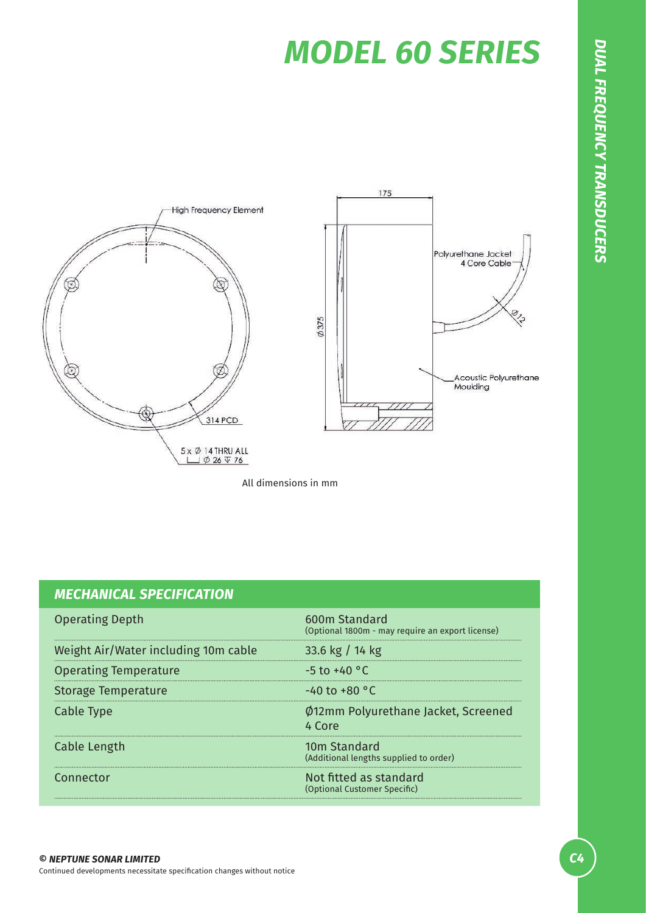# MODEL 60 SERIES

High Frequency Element

314 PCD

5 x Ø 14 THRU ALL
⌴ Ø 26 ↧ 76

175

Ø375

Polyurethane Jacket
4 Core Cable

Ø12

Acoustic Polyurethane
Moulding

All dimensions in mm

## *MECHANICAL SPECIFICATION*

| | |
|---|---|
| Operating Depth | 600m Standard (Optional 1800m - may require an export license) |
| Weight Air/Water including 10m cable | 33.6 kg / 14 kg |
| Operating Temperature | -5 to +40 °C |
| Storage Temperature | -40 to +80 °C |
| Cable Type | Ø12mm Polyurethane Jacket, Screened 4 Core |
| Cable Length | 10m Standard (Additional lengths supplied to order) |
| Connector | Not fitted as standard (Optional Customer Specific) |

**© *NEPTUNE SONAR LIMITED***
Continued developments necessitate specification changes without notice